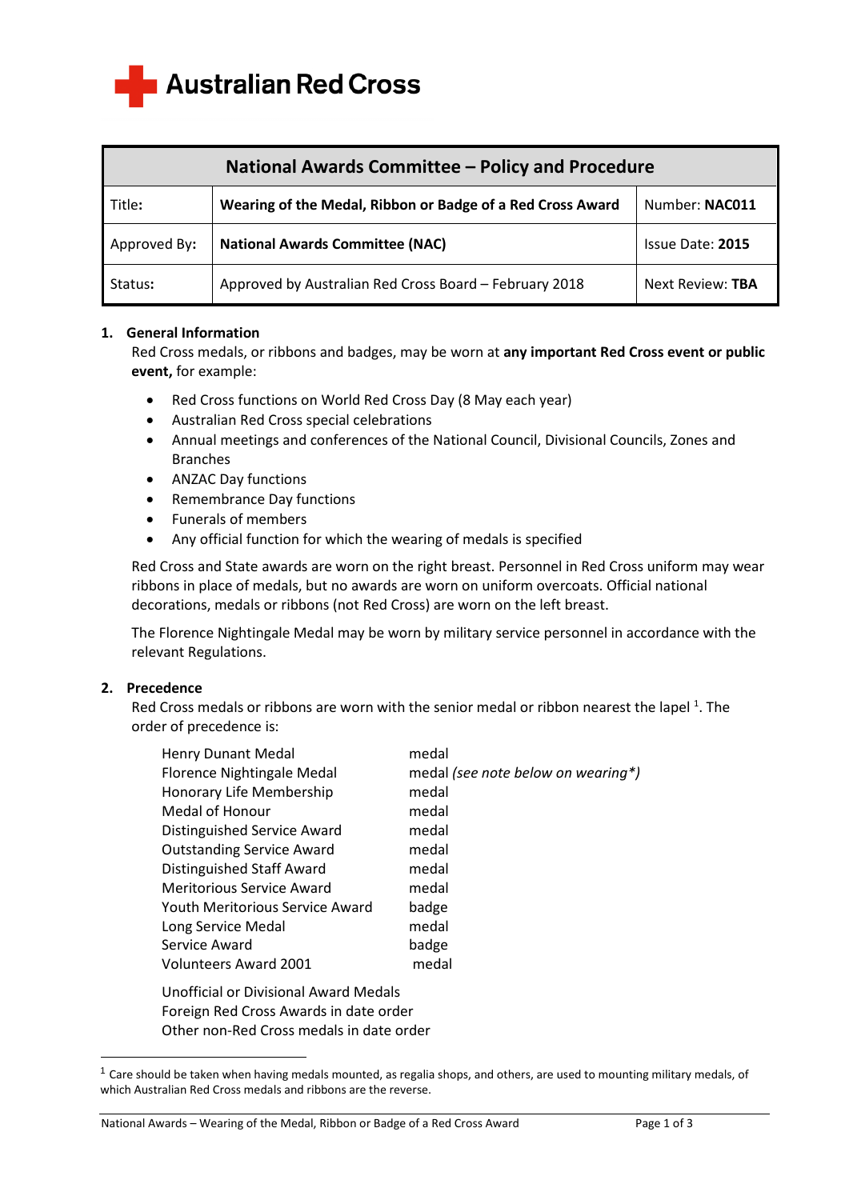Australian Red Cross

| National Awards Committee – Policy and Procedure | | |
|---|---|---|
| Title: | **Wearing of the Medal, Ribbon or Badge of a Red Cross Award** | Number: **NAC011** |
| Approved By: | **National Awards Committee (NAC)** | Issue Date: **2015** |
| Status: | Approved by Australian Red Cross Board – February 2018 | Next Review: **TBA** |

## 1. General Information

Red Cross medals, or ribbons and badges, may be worn at **any important Red Cross event or public event,** for example:

- Red Cross functions on World Red Cross Day (8 May each year)
- Australian Red Cross special celebrations
- Annual meetings and conferences of the National Council, Divisional Councils, Zones and Branches
- ANZAC Day functions
- Remembrance Day functions
- Funerals of members
- Any official function for which the wearing of medals is specified

Red Cross and State awards are worn on the right breast. Personnel in Red Cross uniform may wear ribbons in place of medals, but no awards are worn on uniform overcoats. Official national decorations, medals or ribbons (not Red Cross) are worn on the left breast.

The Florence Nightingale Medal may be worn by military service personnel in accordance with the relevant Regulations.

## 2. Precedence

Red Cross medals or ribbons are worn with the senior medal or ribbon nearest the lapel [1]. The order of precedence is:

| | |
|---|---|
| Henry Dunant Medal | medal |
| Florence Nightingale Medal | medal *(see note below on wearing*)* |
| Honorary Life Membership | medal |
| Medal of Honour | medal |
| Distinguished Service Award | medal |
| Outstanding Service Award | medal |
| Distinguished Staff Award | medal |
| Meritorious Service Award | medal |
| Youth Meritorious Service Award | badge |
| Long Service Medal | medal |
| Service Award | badge |
| Volunteers Award 2001 | medal |

Unofficial or Divisional Award Medals
Foreign Red Cross Awards in date order
Other non-Red Cross medals in date order

[1] Care should be taken when having medals mounted, as regalia shops, and others, are used to mounting military medals, of which Australian Red Cross medals and ribbons are the reverse.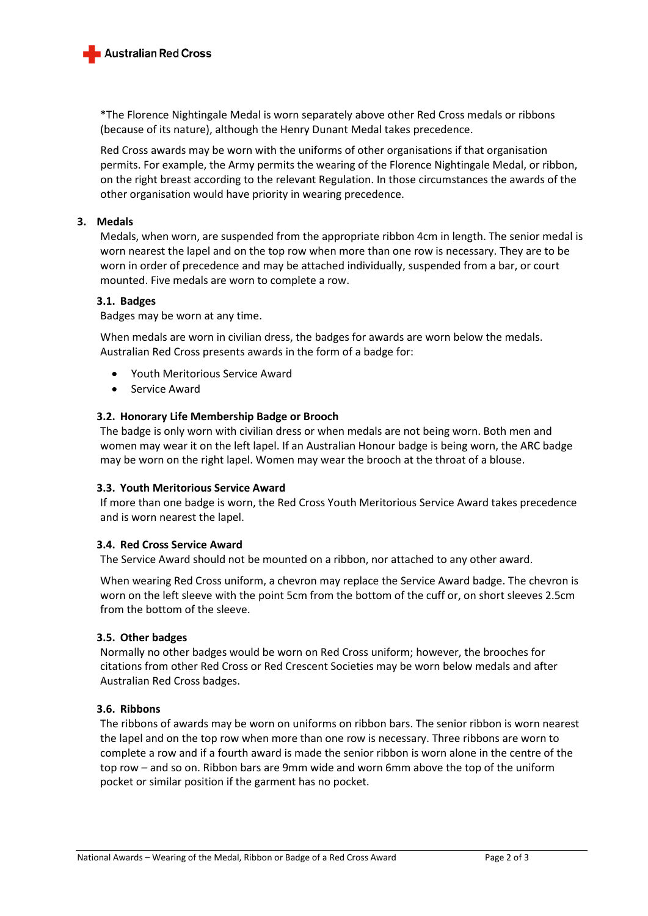*The Florence Nightingale Medal is worn separately above other Red Cross medals or ribbons (because of its nature), although the Henry Dunant Medal takes precedence.

Red Cross awards may be worn with the uniforms of other organisations if that organisation permits. For example, the Army permits the wearing of the Florence Nightingale Medal, or ribbon, on the right breast according to the relevant Regulation. In those circumstances the awards of the other organisation would have priority in wearing precedence.

## 3. Medals

Medals, when worn, are suspended from the appropriate ribbon 4cm in length. The senior medal is worn nearest the lapel and on the top row when more than one row is necessary. They are to be worn in order of precedence and may be attached individually, suspended from a bar, or court mounted. Five medals are worn to complete a row.

### 3.1. Badges

Badges may be worn at any time.

When medals are worn in civilian dress, the badges for awards are worn below the medals. Australian Red Cross presents awards in the form of a badge for:

- Youth Meritorious Service Award
- Service Award

### 3.2. Honorary Life Membership Badge or Brooch

The badge is only worn with civilian dress or when medals are not being worn. Both men and women may wear it on the left lapel. If an Australian Honour badge is being worn, the ARC badge may be worn on the right lapel. Women may wear the brooch at the throat of a blouse.

### 3.3. Youth Meritorious Service Award

If more than one badge is worn, the Red Cross Youth Meritorious Service Award takes precedence and is worn nearest the lapel.

### 3.4. Red Cross Service Award

The Service Award should not be mounted on a ribbon, nor attached to any other award.

When wearing Red Cross uniform, a chevron may replace the Service Award badge. The chevron is worn on the left sleeve with the point 5cm from the bottom of the cuff or, on short sleeves 2.5cm from the bottom of the sleeve.

### 3.5. Other badges

Normally no other badges would be worn on Red Cross uniform; however, the brooches for citations from other Red Cross or Red Crescent Societies may be worn below medals and after Australian Red Cross badges.

### 3.6. Ribbons

The ribbons of awards may be worn on uniforms on ribbon bars. The senior ribbon is worn nearest the lapel and on the top row when more than one row is necessary. Three ribbons are worn to complete a row and if a fourth award is made the senior ribbon is worn alone in the centre of the top row – and so on. Ribbon bars are 9mm wide and worn 6mm above the top of the uniform pocket or similar position if the garment has no pocket.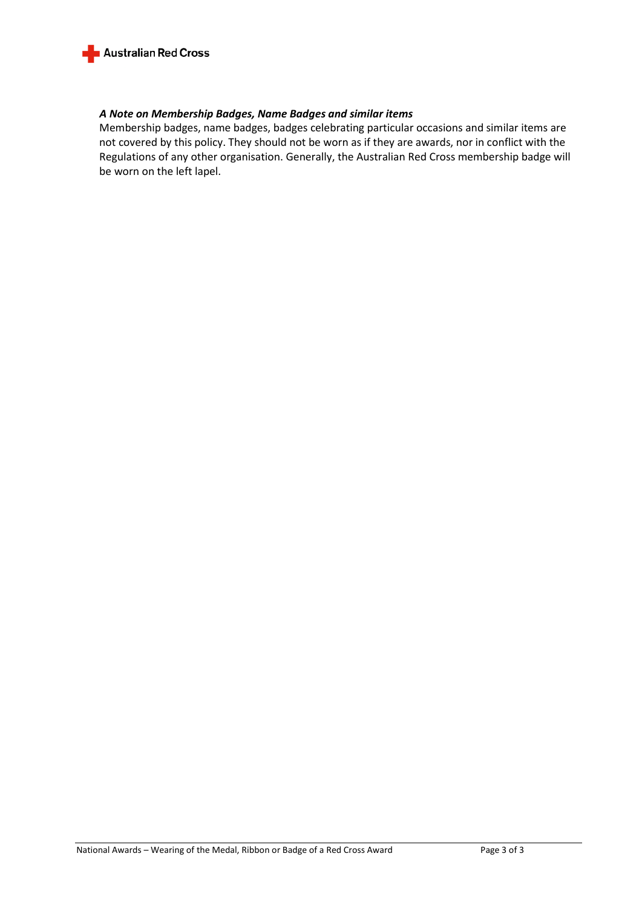***A Note on Membership Badges, Name Badges and similar items***

Membership badges, name badges, badges celebrating particular occasions and similar items are not covered by this policy. They should not be worn as if they are awards, nor in conflict with the Regulations of any other organisation. Generally, the Australian Red Cross membership badge will be worn on the left lapel.